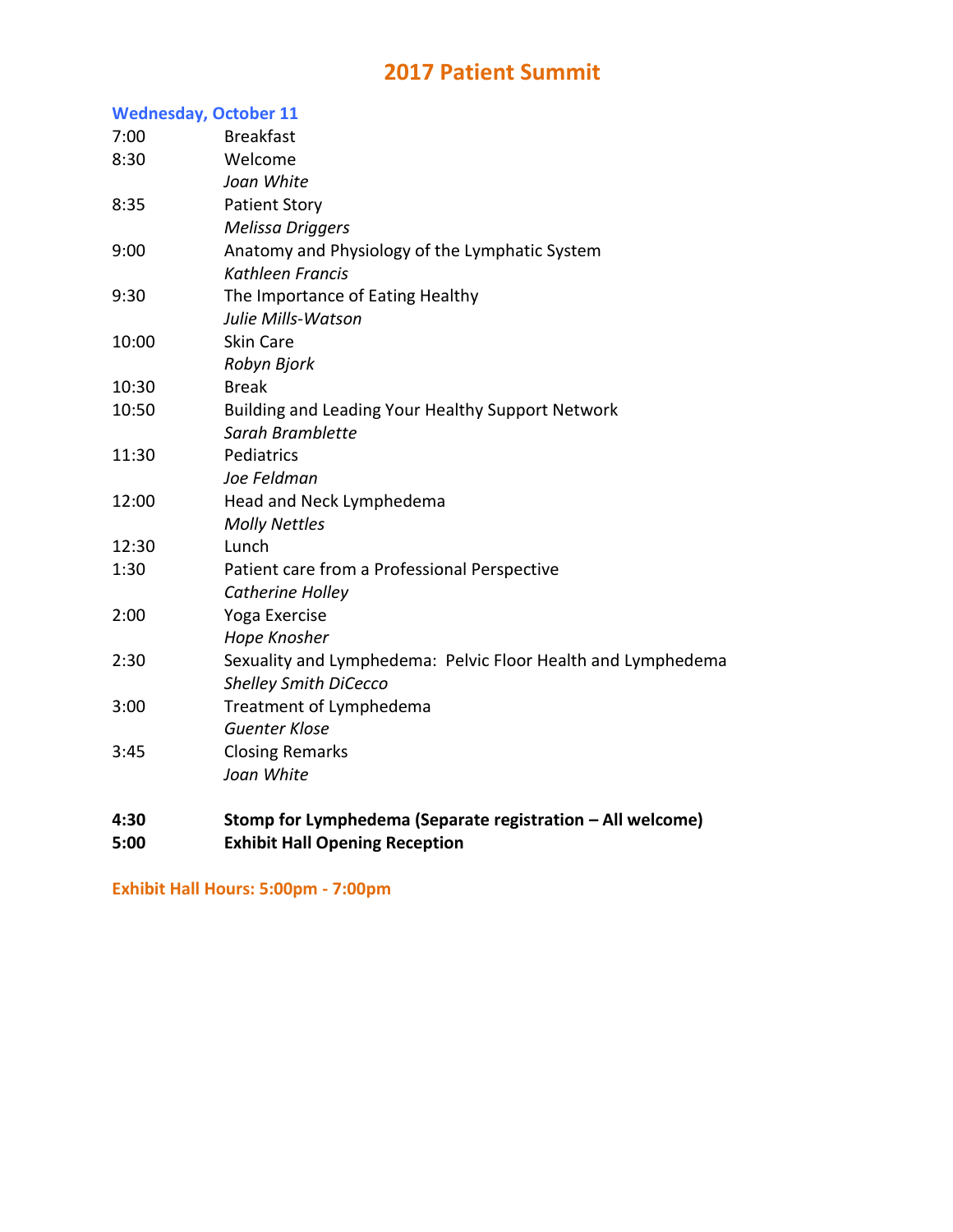# 2017 Patient Summit

## Wednesday, October 11

| | |
|---|---|
| 7:00 | Breakfast |
| 8:30 | Welcome<br>*Joan White* |
| 8:35 | Patient Story<br>*Melissa Driggers* |
| 9:00 | Anatomy and Physiology of the Lymphatic System<br>*Kathleen Francis* |
| 9:30 | The Importance of Eating Healthy<br>*Julie Mills-Watson* |
| 10:00 | Skin Care<br>*Robyn Bjork* |
| 10:30 | Break |
| 10:50 | Building and Leading Your Healthy Support Network<br>*Sarah Bramblette* |
| 11:30 | Pediatrics<br>*Joe Feldman* |
| 12:00 | Head and Neck Lymphedema<br>*Molly Nettles* |
| 12:30 | Lunch |
| 1:30 | Patient care from a Professional Perspective<br>*Catherine Holley* |
| 2:00 | Yoga Exercise<br>*Hope Knosher* |
| 2:30 | Sexuality and Lymphedema: Pelvic Floor Health and Lymphedema<br>*Shelley Smith DiCecco* |
| 3:00 | Treatment of Lymphedema<br>*Guenter Klose* |
| 3:45 | Closing Remarks<br>*Joan White* |
| **4:30** | **Stomp for Lymphedema (Separate registration – All welcome)** |
| **5:00** | **Exhibit Hall Opening Reception** |

**Exhibit Hall Hours: 5:00pm - 7:00pm**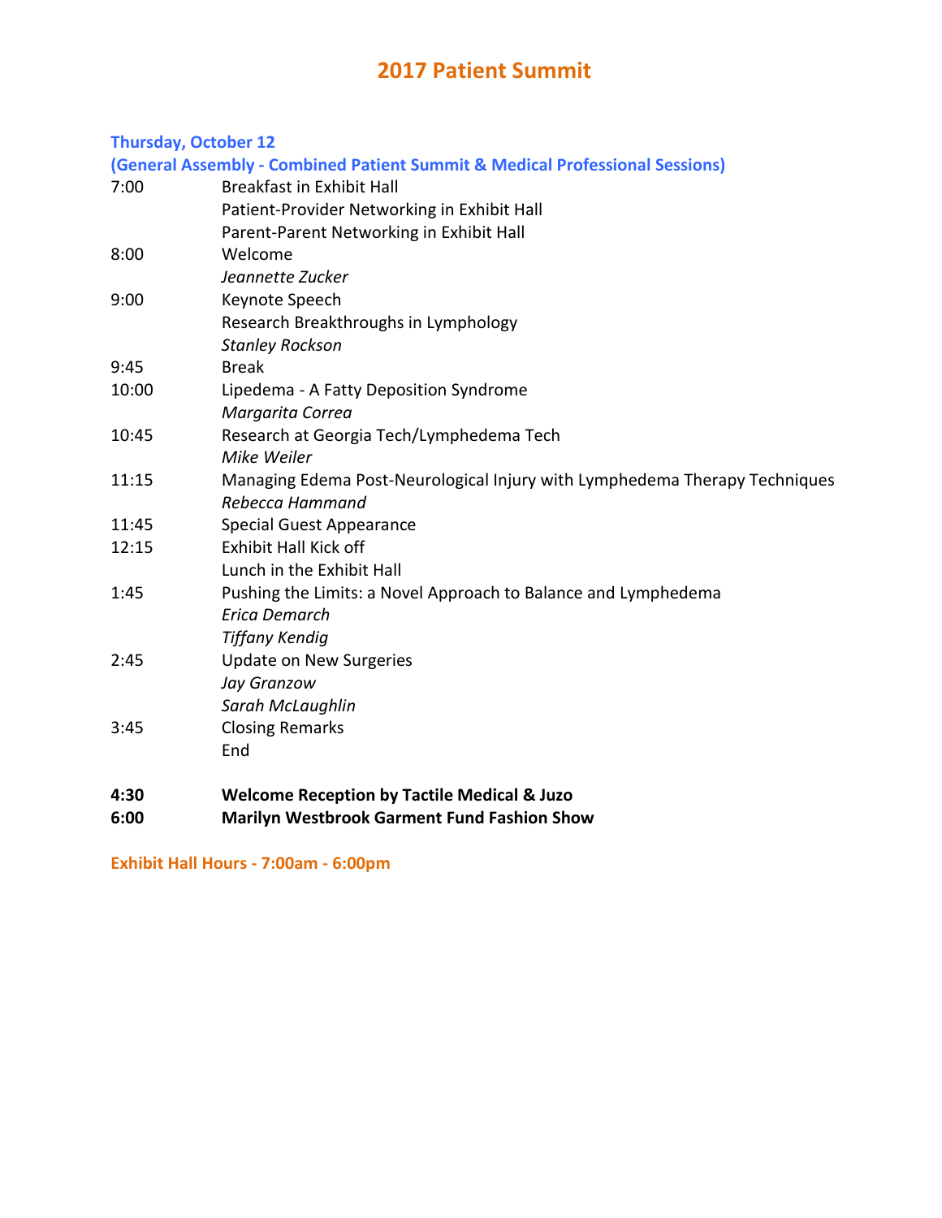# 2017 Patient Summit

**Thursday, October 12**
**(General Assembly - Combined Patient Summit & Medical Professional Sessions)**

| | |
|---|---|
| 7:00 | Breakfast in Exhibit Hall |
| | Patient-Provider Networking in Exhibit Hall |
| | Parent-Parent Networking in Exhibit Hall |
| 8:00 | Welcome |
| | *Jeannette Zucker* |
| 9:00 | Keynote Speech |
| | Research Breakthroughs in Lymphology |
| | *Stanley Rockson* |
| 9:45 | Break |
| 10:00 | Lipedema - A Fatty Deposition Syndrome |
| | *Margarita Correa* |
| 10:45 | Research at Georgia Tech/Lymphedema Tech |
| | *Mike Weiler* |
| 11:15 | Managing Edema Post-Neurological Injury with Lymphedema Therapy Techniques |
| | *Rebecca Hammand* |
| 11:45 | Special Guest Appearance |
| 12:15 | Exhibit Hall Kick off |
| | Lunch in the Exhibit Hall |
| 1:45 | Pushing the Limits: a Novel Approach to Balance and Lymphedema |
| | *Erica Demarch* |
| | *Tiffany Kendig* |
| 2:45 | Update on New Surgeries |
| | *Jay Granzow* |
| | *Sarah McLaughlin* |
| 3:45 | Closing Remarks |
| | End |
| **4:30** | **Welcome Reception by Tactile Medical & Juzo** |
| **6:00** | **Marilyn Westbrook Garment Fund Fashion Show** |

**Exhibit Hall Hours - 7:00am - 6:00pm**